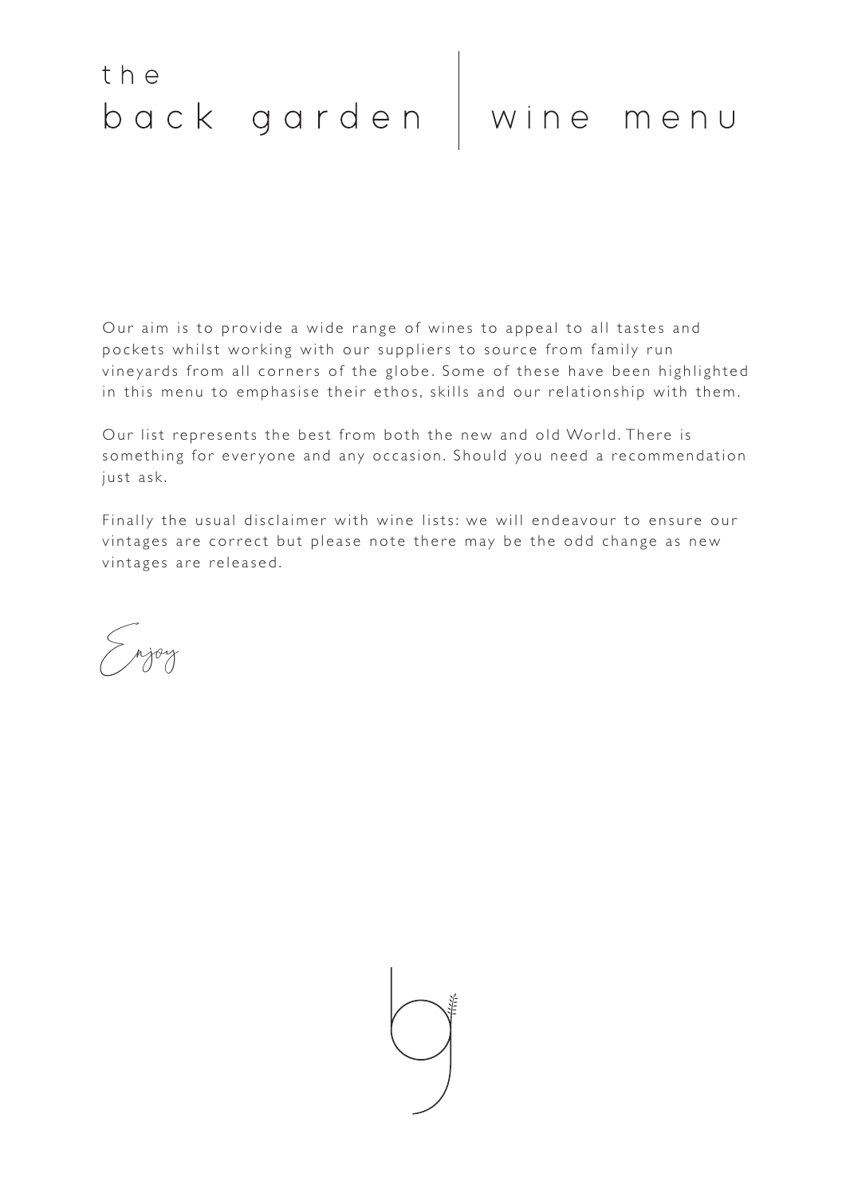# the back garden | wine menu

Our aim is to provide a wide range of wines to appeal to all tastes and pockets whilst working with our suppliers to source from family run vineyards from all corners of the globe. Some of these have been highlighted in this menu to emphasise their ethos, skills and our relationship with them.

Our list represents the best from both the new and old World. There is something for everyone and any occasion. Should you need a recommendation just ask.

Finally the usual disclaimer with wine lists: we will endeavour to ensure our vintages are correct but please note there may be the odd change as new vintages are released.

*Enjoy*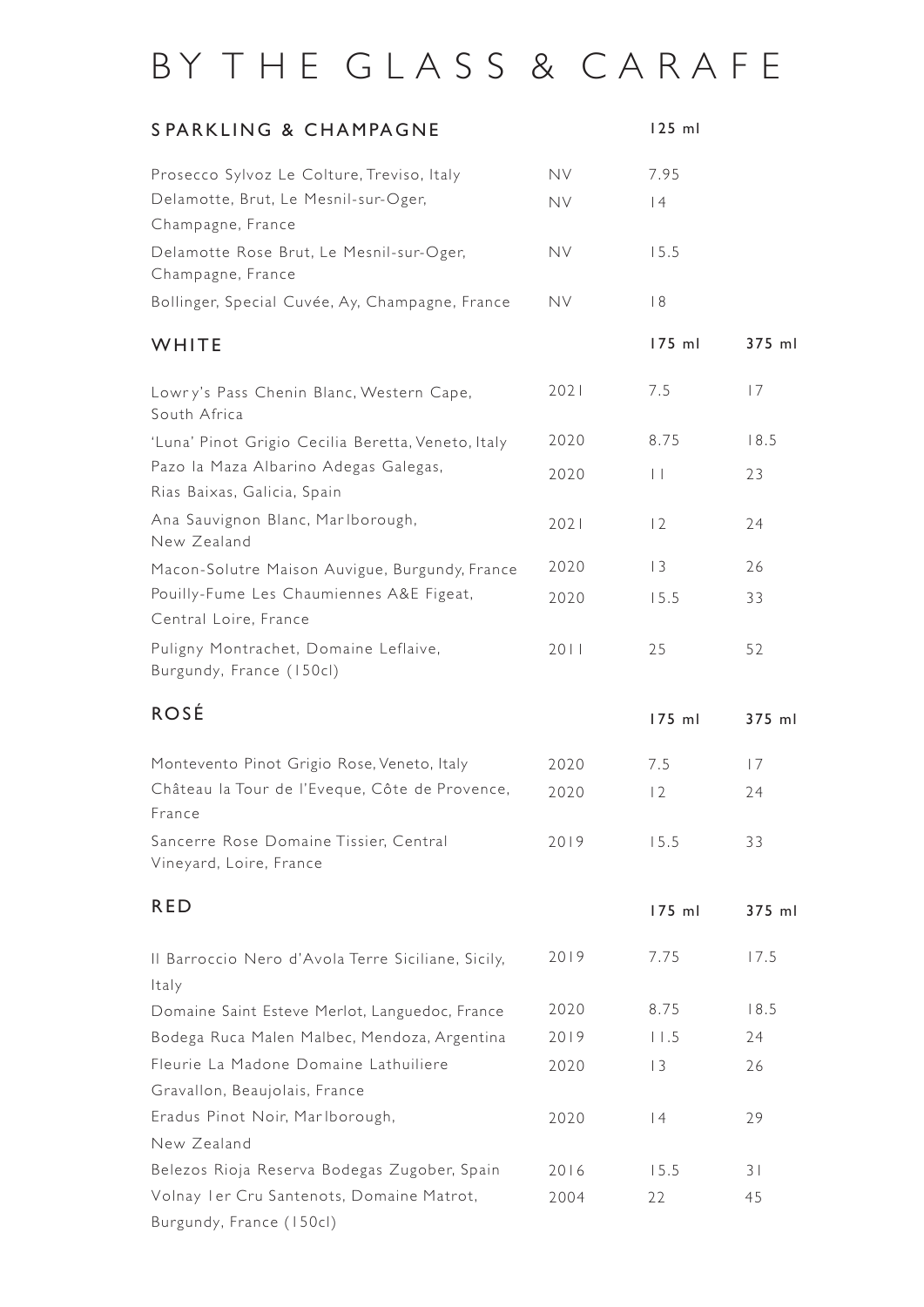# BY THE GLASS & CARAFE

## SPARKLING & CHAMPAGNE

| Wine | Vintage | 125 ml |
|---|---|---|
| Prosecco Sylvoz Le Colture, Treviso, Italy | NV | 7.95 |
| Delamotte, Brut, Le Mesnil-sur-Oger, Champagne, France | NV | 14 |
| Delamotte Rose Brut, Le Mesnil-sur-Oger, Champagne, France | NV | 15.5 |
| Bollinger, Special Cuvée, Ay, Champagne, France | NV | 18 |

## WHITE

| Wine | Vintage | 175 ml | 375 ml |
|---|---|---|---|
| Lowry's Pass Chenin Blanc, Western Cape, South Africa | 2021 | 7.5 | 17 |
| 'Luna' Pinot Grigio Cecilia Beretta, Veneto, Italy | 2020 | 8.75 | 18.5 |
| Pazo la Maza Albarino Adegas Galegas, Rias Baixas, Galicia, Spain | 2020 | 11 | 23 |
| Ana Sauvignon Blanc, Marlborough, New Zealand | 2021 | 12 | 24 |
| Macon-Solutre Maison Auvigue, Burgundy, France | 2020 | 13 | 26 |
| Pouilly-Fume Les Chaumiennes A&E Figeat, Central Loire, France | 2020 | 15.5 | 33 |
| Puligny Montrachet, Domaine Leflaive, Burgundy, France (150cl) | 2011 | 25 | 52 |

## ROSÉ

| Wine | Vintage | 175 ml | 375 ml |
|---|---|---|---|
| Montevento Pinot Grigio Rose, Veneto, Italy | 2020 | 7.5 | 17 |
| Château la Tour de l'Eveque, Côte de Provence, France | 2020 | 12 | 24 |
| Sancerre Rose Domaine Tissier, Central Vineyard, Loire, France | 2019 | 15.5 | 33 |

## RED

| Wine | Vintage | 175 ml | 375 ml |
|---|---|---|---|
| Il Barroccio Nero d'Avola Terre Siciliane, Sicily, Italy | 2019 | 7.75 | 17.5 |
| Domaine Saint Esteve Merlot, Languedoc, France | 2020 | 8.75 | 18.5 |
| Bodega Ruca Malen Malbec, Mendoza, Argentina | 2019 | 11.5 | 24 |
| Fleurie La Madone Domaine Lathuiliere Gravallon, Beaujolais, France | 2020 | 13 | 26 |
| Eradus Pinot Noir, Marlborough, New Zealand | 2020 | 14 | 29 |
| Belezos Rioja Reserva Bodegas Zugober, Spain | 2016 | 15.5 | 31 |
| Volnay 1er Cru Santenots, Domaine Matrot, Burgundy, France (150cl) | 2004 | 22 | 45 |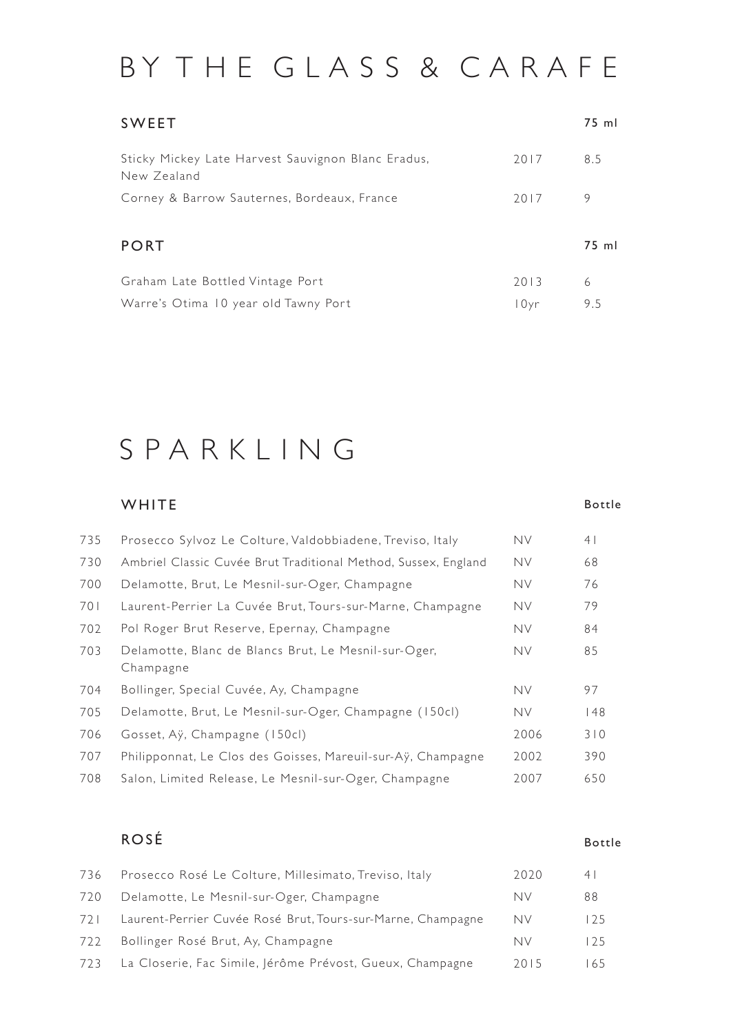# BY THE GLASS & CARAFE

## SWEET

| | | 75 ml |
|---|---|---|
| Sticky Mickey Late Harvest Sauvignon Blanc Eradus, New Zealand | 2017 | 8.5 |
| Corney & Barrow Sauternes, Bordeaux, France | 2017 | 9 |

## PORT

| | | 75 ml |
|---|---|---|
| Graham Late Bottled Vintage Port | 2013 | 6 |
| Warre's Otima 10 year old Tawny Port | 10yr | 9.5 |

# SPARKLING

## WHITE

| | | | Bottle |
|---|---|---|---|
| 735 | Prosecco Sylvoz Le Colture, Valdobbiadene, Treviso, Italy | NV | 41 |
| 730 | Ambriel Classic Cuvée Brut Traditional Method, Sussex, England | NV | 68 |
| 700 | Delamotte, Brut, Le Mesnil-sur-Oger, Champagne | NV | 76 |
| 701 | Laurent-Perrier La Cuvée Brut, Tours-sur-Marne, Champagne | NV | 79 |
| 702 | Pol Roger Brut Reserve, Epernay, Champagne | NV | 84 |
| 703 | Delamotte, Blanc de Blancs Brut, Le Mesnil-sur-Oger, Champagne | NV | 85 |
| 704 | Bollinger, Special Cuvée, Ay, Champagne | NV | 97 |
| 705 | Delamotte, Brut, Le Mesnil-sur-Oger, Champagne (150cl) | NV | 148 |
| 706 | Gosset, Aÿ, Champagne (150cl) | 2006 | 310 |
| 707 | Philipponnat, Le Clos des Goisses, Mareuil-sur-Aÿ, Champagne | 2002 | 390 |
| 708 | Salon, Limited Release, Le Mesnil-sur-Oger, Champagne | 2007 | 650 |

## ROSÉ

| | | | Bottle |
|---|---|---|---|
| 736 | Prosecco Rosé Le Colture, Millesimato, Treviso, Italy | 2020 | 41 |
| 720 | Delamotte, Le Mesnil-sur-Oger, Champagne | NV | 88 |
| 721 | Laurent-Perrier Cuvée Rosé Brut, Tours-sur-Marne, Champagne | NV | 125 |
| 722 | Bollinger Rosé Brut, Ay, Champagne | NV | 125 |
| 723 | La Closerie, Fac Simile, Jérôme Prévost, Gueux, Champagne | 2015 | 165 |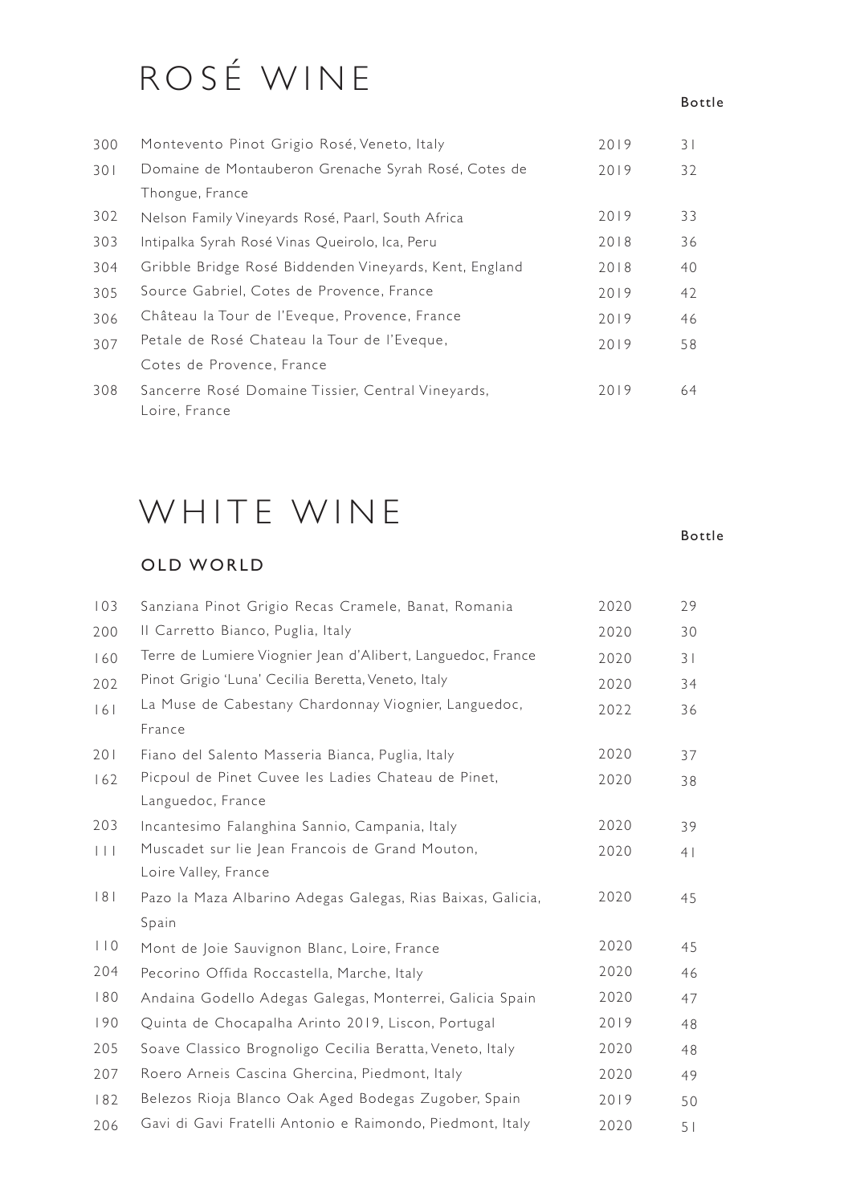# ROSÉ WINE

| | | | Bottle |
|---|---|---|---|
| 300 | Montevento Pinot Grigio Rosé, Veneto, Italy | 2019 | 31 |
| 301 | Domaine de Montauberon Grenache Syrah Rosé, Cotes de Thongue, France | 2019 | 32 |
| 302 | Nelson Family Vineyards Rosé, Paarl, South Africa | 2019 | 33 |
| 303 | Intipalka Syrah Rosé Vinas Queirolo, Ica, Peru | 2018 | 36 |
| 304 | Gribble Bridge Rosé Biddenden Vineyards, Kent, England | 2018 | 40 |
| 305 | Source Gabriel, Cotes de Provence, France | 2019 | 42 |
| 306 | Château la Tour de l'Eveque, Provence, France | 2019 | 46 |
| 307 | Petale de Rosé Chateau la Tour de l'Eveque, Cotes de Provence, France | 2019 | 58 |
| 308 | Sancerre Rosé Domaine Tissier, Central Vineyards, Loire, France | 2019 | 64 |

# WHITE WINE

## OLD WORLD

| | | | Bottle |
|---|---|---|---|
| 103 | Sanziana Pinot Grigio Recas Cramele, Banat, Romania | 2020 | 29 |
| 200 | Il Carretto Bianco, Puglia, Italy | 2020 | 30 |
| 160 | Terre de Lumiere Viognier Jean d'Alibert, Languedoc, France | 2020 | 31 |
| 202 | Pinot Grigio 'Luna' Cecilia Beretta, Veneto, Italy | 2020 | 34 |
| 161 | La Muse de Cabestany Chardonnay Viognier, Languedoc, France | 2022 | 36 |
| 201 | Fiano del Salento Masseria Bianca, Puglia, Italy | 2020 | 37 |
| 162 | Picpoul de Pinet Cuvee les Ladies Chateau de Pinet, Languedoc, France | 2020 | 38 |
| 203 | Incantesimo Falanghina Sannio, Campania, Italy | 2020 | 39 |
| 111 | Muscadet sur lie Jean Francois de Grand Mouton, Loire Valley, France | 2020 | 41 |
| 181 | Pazo la Maza Albarino Adegas Galegas, Rias Baixas, Galicia, Spain | 2020 | 45 |
| 110 | Mont de Joie Sauvignon Blanc, Loire, France | 2020 | 45 |
| 204 | Pecorino Offida Roccastella, Marche, Italy | 2020 | 46 |
| 180 | Andaina Godello Adegas Galegas, Monterrei, Galicia Spain | 2020 | 47 |
| 190 | Quinta de Chocapalha Arinto 2019, Liscon, Portugal | 2019 | 48 |
| 205 | Soave Classico Brognoligo Cecilia Beratta, Veneto, Italy | 2020 | 48 |
| 207 | Roero Arneis Cascina Ghercina, Piedmont, Italy | 2020 | 49 |
| 182 | Belezos Rioja Blanco Oak Aged Bodegas Zugober, Spain | 2019 | 50 |
| 206 | Gavi di Gavi Fratelli Antonio e Raimondo, Piedmont, Italy | 2020 | 51 |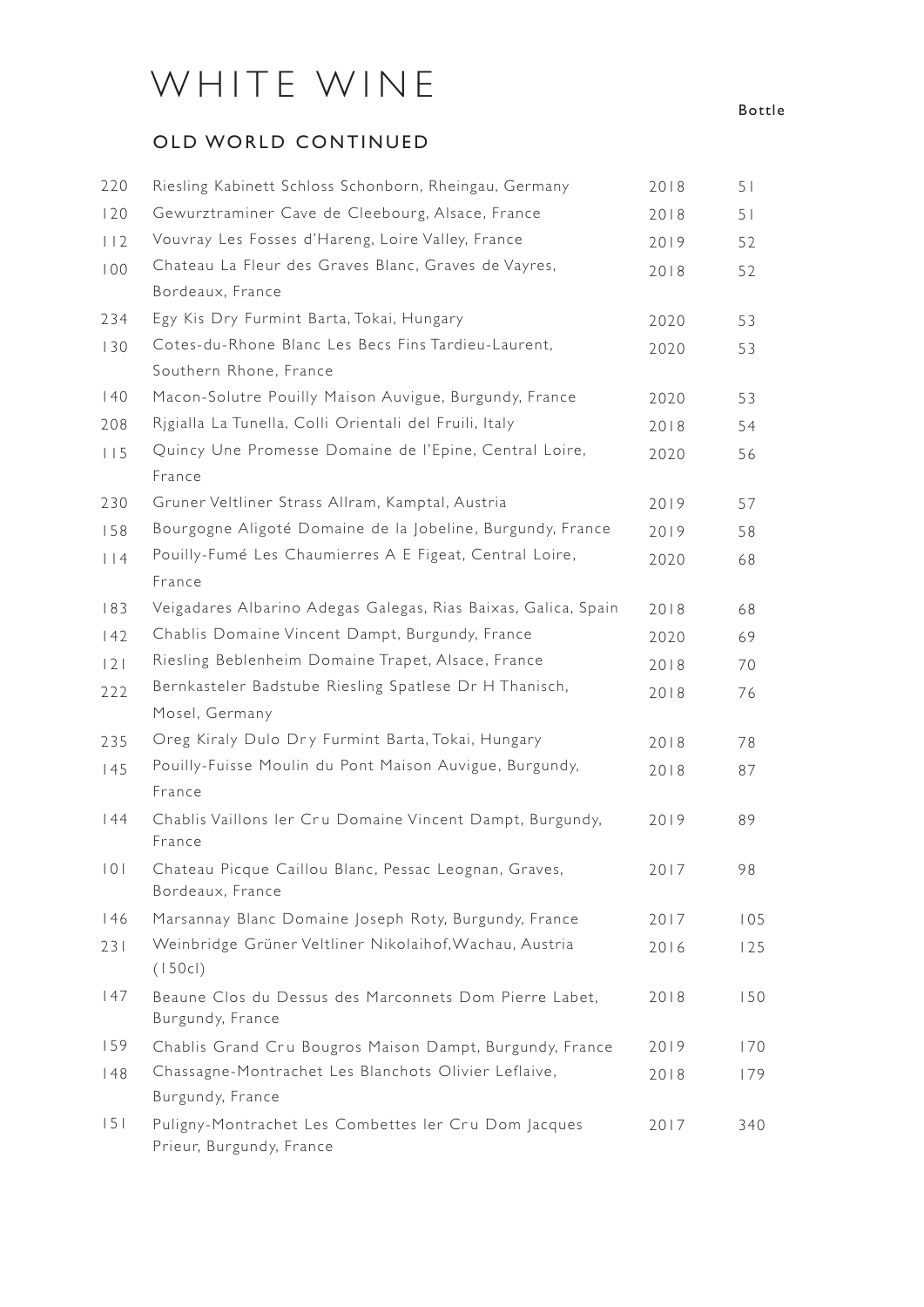# WHITE WINE

## OLD WORLD CONTINUED

| | | | Bottle |
|---|---|---|---|
| 220 | Riesling Kabinett Schloss Schonborn, Rheingau, Germany | 2018 | 51 |
| 120 | Gewurztraminer Cave de Cleebourg, Alsace, France | 2018 | 51 |
| 112 | Vouvray Les Fosses d'Hareng, Loire Valley, France | 2019 | 52 |
| 100 | Chateau La Fleur des Graves Blanc, Graves de Vayres, Bordeaux, France | 2018 | 52 |
| 234 | Egy Kis Dry Furmint Barta, Tokai, Hungary | 2020 | 53 |
| 130 | Cotes-du-Rhone Blanc Les Becs Fins Tardieu-Laurent, Southern Rhone, France | 2020 | 53 |
| 140 | Macon-Solutre Pouilly Maison Auvigue, Burgundy, France | 2020 | 53 |
| 208 | Rjgialla La Tunella, Colli Orientali del Fruili, Italy | 2018 | 54 |
| 115 | Quincy Une Promesse Domaine de l'Epine, Central Loire, France | 2020 | 56 |
| 230 | Gruner Veltliner Strass Allram, Kamptal, Austria | 2019 | 57 |
| 158 | Bourgogne Aligoté Domaine de la Jobeline, Burgundy, France | 2019 | 58 |
| 114 | Pouilly-Fumé Les Chaumierres A E Figeat, Central Loire, France | 2020 | 68 |
| 183 | Veigadares Albarino Adegas Galegas, Rias Baixas, Galica, Spain | 2018 | 68 |
| 142 | Chablis Domaine Vincent Dampt, Burgundy, France | 2020 | 69 |
| 121 | Riesling Beblenheim Domaine Trapet, Alsace, France | 2018 | 70 |
| 222 | Bernkasteler Badstube Riesling Spatlese Dr H Thanisch, Mosel, Germany | 2018 | 76 |
| 235 | Oreg Kiraly Dulo Dry Furmint Barta, Tokai, Hungary | 2018 | 78 |
| 145 | Pouilly-Fuisse Moulin du Pont Maison Auvigue, Burgundy, France | 2018 | 87 |
| 144 | Chablis Vaillons ler Cru Domaine Vincent Dampt, Burgundy, France | 2019 | 89 |
| 101 | Chateau Picque Caillou Blanc, Pessac Leognan, Graves, Bordeaux, France | 2017 | 98 |
| 146 | Marsannay Blanc Domaine Joseph Roty, Burgundy, France | 2017 | 105 |
| 231 | Weinbridge Grüner Veltliner Nikolaihof, Wachau, Austria (150cl) | 2016 | 125 |
| 147 | Beaune Clos du Dessus des Marconnets Dom Pierre Labet, Burgundy, France | 2018 | 150 |
| 159 | Chablis Grand Cru Bougros Maison Dampt, Burgundy, France | 2019 | 170 |
| 148 | Chassagne-Montrachet Les Blanchots Olivier Leflaive, Burgundy, France | 2018 | 179 |
| 151 | Puligny-Montrachet Les Combettes ler Cru Dom Jacques Prieur, Burgundy, France | 2017 | 340 |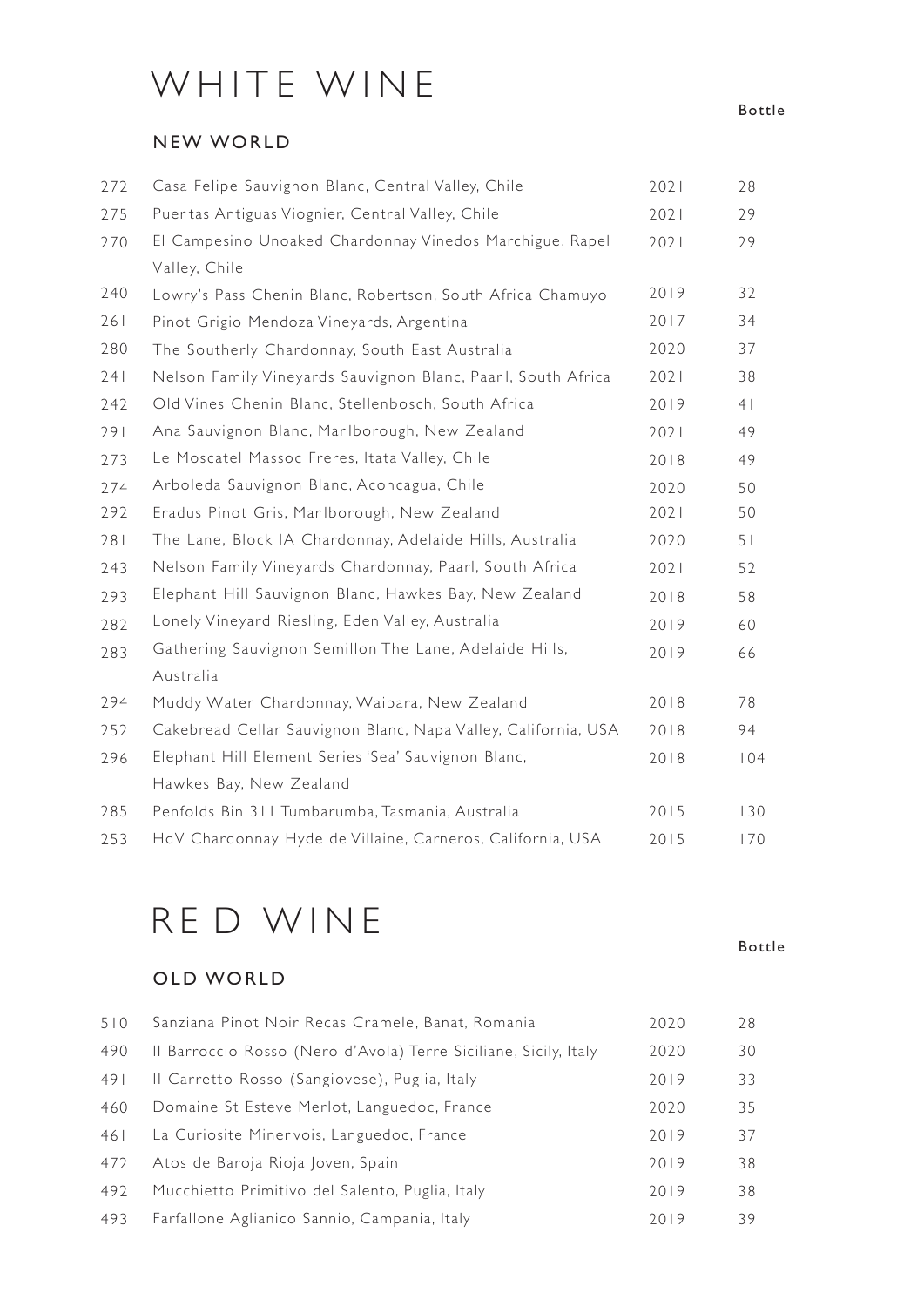# WHITE WINE

## NEW WORLD

| | | | Bottle |
|---|---|---|---|
| 272 | Casa Felipe Sauvignon Blanc, Central Valley, Chile | 2021 | 28 |
| 275 | Puertas Antiguas Viognier, Central Valley, Chile | 2021 | 29 |
| 270 | El Campesino Unoaked Chardonnay Vinedos Marchigue, Rapel Valley, Chile | 2021 | 29 |
| 240 | Lowry's Pass Chenin Blanc, Robertson, South Africa Chamuyo | 2019 | 32 |
| 261 | Pinot Grigio Mendoza Vineyards, Argentina | 2017 | 34 |
| 280 | The Southerly Chardonnay, South East Australia | 2020 | 37 |
| 241 | Nelson Family Vineyards Sauvignon Blanc, Paarl, South Africa | 2021 | 38 |
| 242 | Old Vines Chenin Blanc, Stellenbosch, South Africa | 2019 | 41 |
| 291 | Ana Sauvignon Blanc, Marlborough, New Zealand | 2021 | 49 |
| 273 | Le Moscatel Massoc Freres, Itata Valley, Chile | 2018 | 49 |
| 274 | Arboleda Sauvignon Blanc, Aconcagua, Chile | 2020 | 50 |
| 292 | Eradus Pinot Gris, Marlborough, New Zealand | 2021 | 50 |
| 281 | The Lane, Block IA Chardonnay, Adelaide Hills, Australia | 2020 | 51 |
| 243 | Nelson Family Vineyards Chardonnay, Paarl, South Africa | 2021 | 52 |
| 293 | Elephant Hill Sauvignon Blanc, Hawkes Bay, New Zealand | 2018 | 58 |
| 282 | Lonely Vineyard Riesling, Eden Valley, Australia | 2019 | 60 |
| 283 | Gathering Sauvignon Semillon The Lane, Adelaide Hills, Australia | 2019 | 66 |
| 294 | Muddy Water Chardonnay, Waipara, New Zealand | 2018 | 78 |
| 252 | Cakebread Cellar Sauvignon Blanc, Napa Valley, California, USA | 2018 | 94 |
| 296 | Elephant Hill Element Series 'Sea' Sauvignon Blanc, Hawkes Bay, New Zealand | 2018 | 104 |
| 285 | Penfolds Bin 311 Tumbarumba, Tasmania, Australia | 2015 | 130 |
| 253 | HdV Chardonnay Hyde de Villaine, Carneros, California, USA | 2015 | 170 |

# RED WINE

## OLD WORLD

| | | | Bottle |
|---|---|---|---|
| 510 | Sanziana Pinot Noir Recas Cramele, Banat, Romania | 2020 | 28 |
| 490 | Il Barroccio Rosso (Nero d'Avola) Terre Siciliane, Sicily, Italy | 2020 | 30 |
| 491 | Il Carretto Rosso (Sangiovese), Puglia, Italy | 2019 | 33 |
| 460 | Domaine St Esteve Merlot, Languedoc, France | 2020 | 35 |
| 461 | La Curiosite Minervois, Languedoc, France | 2019 | 37 |
| 472 | Atos de Baroja Rioja Joven, Spain | 2019 | 38 |
| 492 | Mucchietto Primitivo del Salento, Puglia, Italy | 2019 | 38 |
| 493 | Farfallone Aglianico Sannio, Campania, Italy | 2019 | 39 |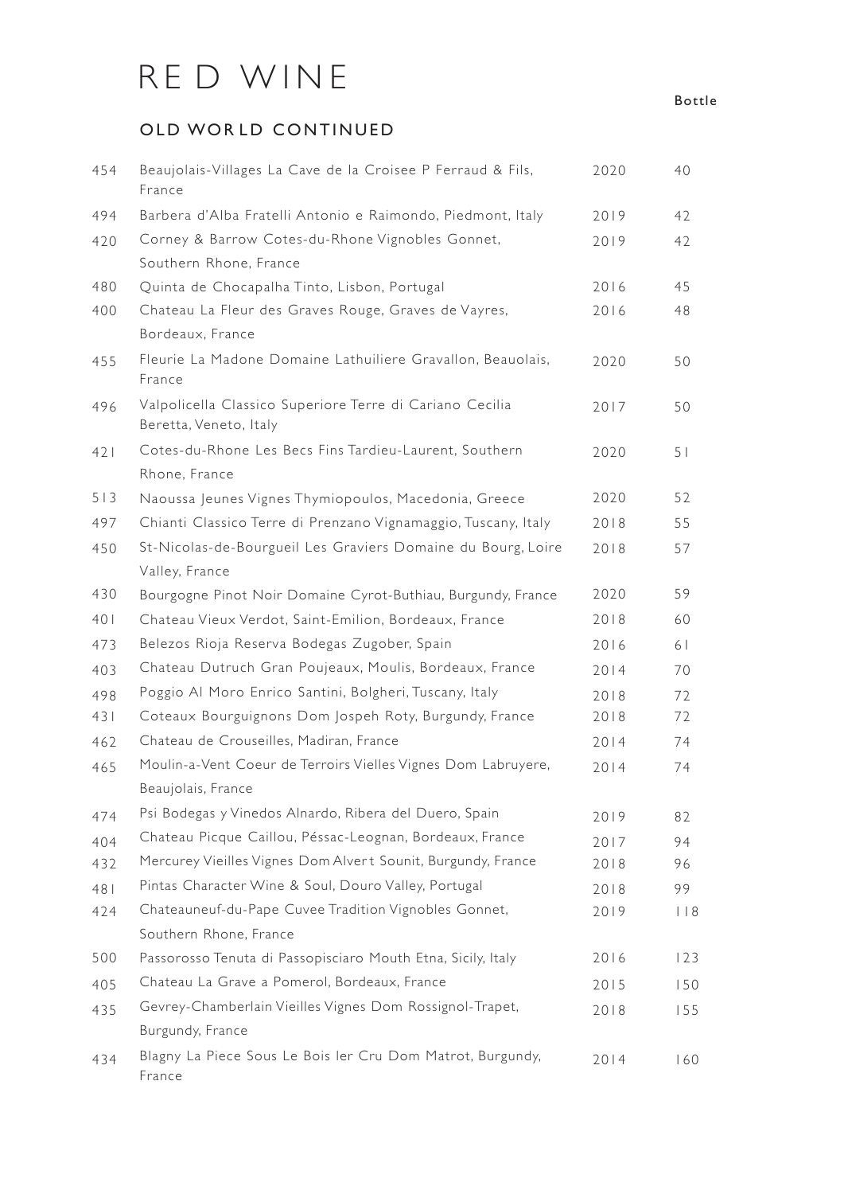# RED WINE

## OLD WORLD CONTINUED

| | | | Bottle |
|---|---|---|---|
| 454 | Beaujolais-Villages La Cave de la Croisee P Ferraud & Fils, France | 2020 | 40 |
| 494 | Barbera d'Alba Fratelli Antonio e Raimondo, Piedmont, Italy | 2019 | 42 |
| 420 | Corney & Barrow Cotes-du-Rhone Vignobles Gonnet, Southern Rhone, France | 2019 | 42 |
| 480 | Quinta de Chocapalha Tinto, Lisbon, Portugal | 2016 | 45 |
| 400 | Chateau La Fleur des Graves Rouge, Graves de Vayres, Bordeaux, France | 2016 | 48 |
| 455 | Fleurie La Madone Domaine Lathuiliere Gravallon, Beauolais, France | 2020 | 50 |
| 496 | Valpolicella Classico Superiore Terre di Cariano Cecilia Beretta, Veneto, Italy | 2017 | 50 |
| 421 | Cotes-du-Rhone Les Becs Fins Tardieu-Laurent, Southern Rhone, France | 2020 | 51 |
| 513 | Naoussa Jeunes Vignes Thymiopoulos, Macedonia, Greece | 2020 | 52 |
| 497 | Chianti Classico Terre di Prenzano Vignamaggio, Tuscany, Italy | 2018 | 55 |
| 450 | St-Nicolas-de-Bourgueil Les Graviers Domaine du Bourg, Loire Valley, France | 2018 | 57 |
| 430 | Bourgogne Pinot Noir Domaine Cyrot-Buthiau, Burgundy, France | 2020 | 59 |
| 401 | Chateau Vieux Verdot, Saint-Emilion, Bordeaux, France | 2018 | 60 |
| 473 | Belezos Rioja Reserva Bodegas Zugober, Spain | 2016 | 61 |
| 403 | Chateau Dutruch Gran Poujeaux, Moulis, Bordeaux, France | 2014 | 70 |
| 498 | Poggio Al Moro Enrico Santini, Bolgheri, Tuscany, Italy | 2018 | 72 |
| 431 | Coteaux Bourguignons Dom Jospeh Roty, Burgundy, France | 2018 | 72 |
| 462 | Chateau de Crouseilles, Madiran, France | 2014 | 74 |
| 465 | Moulin-a-Vent Coeur de Terroirs Vielles Vignes Dom Labruyere, Beaujolais, France | 2014 | 74 |
| 474 | Psi Bodegas y Vinedos Alnardo, Ribera del Duero, Spain | 2019 | 82 |
| 404 | Chateau Picque Caillou, Péssac-Leognan, Bordeaux, France | 2017 | 94 |
| 432 | Mercurey Vieilles Vignes Dom Alvert Sounit, Burgundy, France | 2018 | 96 |
| 481 | Pintas Character Wine & Soul, Douro Valley, Portugal | 2018 | 99 |
| 424 | Chateauneuf-du-Pape Cuvee Tradition Vignobles Gonnet, Southern Rhone, France | 2019 | 118 |
| 500 | Passorosso Tenuta di Passopisciaro Mouth Etna, Sicily, Italy | 2016 | 123 |
| 405 | Chateau La Grave a Pomerol, Bordeaux, France | 2015 | 150 |
| 435 | Gevrey-Chamberlain Vieilles Vignes Dom Rossignol-Trapet, Burgundy, France | 2018 | 155 |
| 434 | Blagny La Piece Sous Le Bois Ier Cru Dom Matrot, Burgundy, France | 2014 | 160 |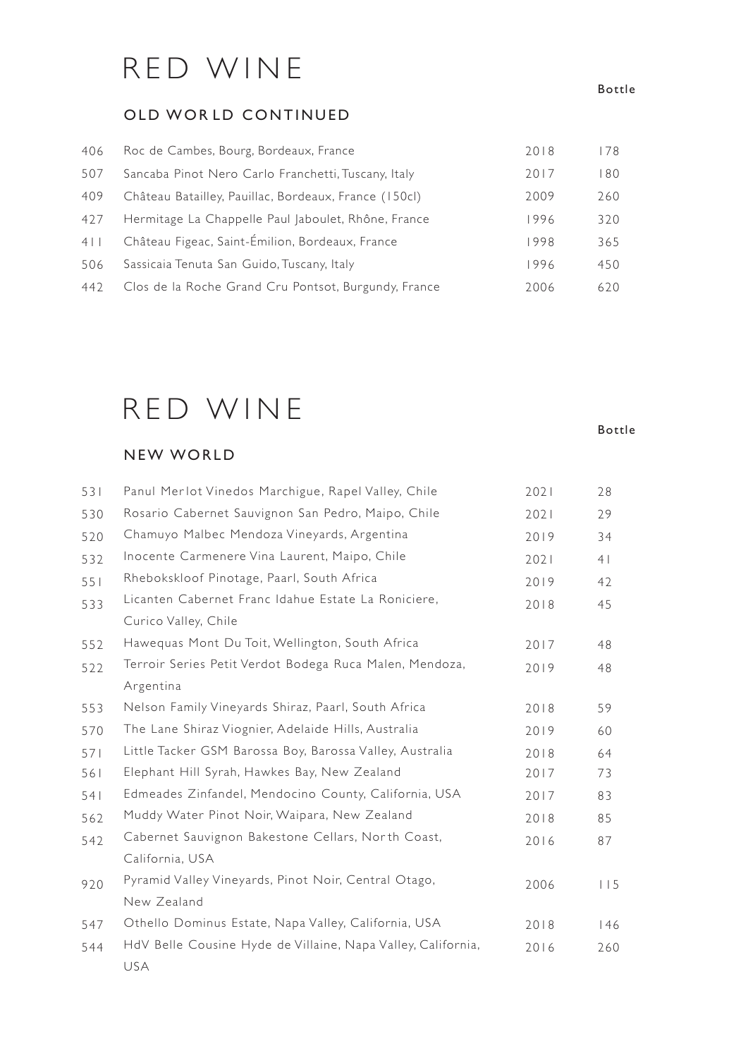# RED WINE

## OLD WORLD CONTINUED

| | | | Bottle |
|---|---|---|---|
| 406 | Roc de Cambes, Bourg, Bordeaux, France | 2018 | 178 |
| 507 | Sancaba Pinot Nero Carlo Franchetti, Tuscany, Italy | 2017 | 180 |
| 409 | Château Batailley, Pauillac, Bordeaux, France (150cl) | 2009 | 260 |
| 427 | Hermitage La Chappelle Paul Jaboulet, Rhône, France | 1996 | 320 |
| 411 | Château Figeac, Saint-Émilion, Bordeaux, France | 1998 | 365 |
| 506 | Sassicaia Tenuta San Guido, Tuscany, Italy | 1996 | 450 |
| 442 | Clos de la Roche Grand Cru Pontsot, Burgundy, France | 2006 | 620 |

# RED WINE

## NEW WORLD

| | | | Bottle |
|---|---|---|---|
| 531 | Panul Merlot Vinedos Marchigue, Rapel Valley, Chile | 2021 | 28 |
| 530 | Rosario Cabernet Sauvignon San Pedro, Maipo, Chile | 2021 | 29 |
| 520 | Chamuyo Malbec Mendoza Vineyards, Argentina | 2019 | 34 |
| 532 | Inocente Carmenere Vina Laurent, Maipo, Chile | 2021 | 41 |
| 551 | Rhebokskloof Pinotage, Paarl, South Africa | 2019 | 42 |
| 533 | Licanten Cabernet Franc Idahue Estate La Roniciere, Curico Valley, Chile | 2018 | 45 |
| 552 | Hawequas Mont Du Toit, Wellington, South Africa | 2017 | 48 |
| 522 | Terroir Series Petit Verdot Bodega Ruca Malen, Mendoza, Argentina | 2019 | 48 |
| 553 | Nelson Family Vineyards Shiraz, Paarl, South Africa | 2018 | 59 |
| 570 | The Lane Shiraz Viognier, Adelaide Hills, Australia | 2019 | 60 |
| 571 | Little Tacker GSM Barossa Boy, Barossa Valley, Australia | 2018 | 64 |
| 561 | Elephant Hill Syrah, Hawkes Bay, New Zealand | 2017 | 73 |
| 541 | Edmeades Zinfandel, Mendocino County, California, USA | 2017 | 83 |
| 562 | Muddy Water Pinot Noir, Waipara, New Zealand | 2018 | 85 |
| 542 | Cabernet Sauvignon Bakestone Cellars, North Coast, California, USA | 2016 | 87 |
| 920 | Pyramid Valley Vineyards, Pinot Noir, Central Otago, New Zealand | 2006 | 115 |
| 547 | Othello Dominus Estate, Napa Valley, California, USA | 2018 | 146 |
| 544 | HdV Belle Cousine Hyde de Villaine, Napa Valley, California, USA | 2016 | 260 |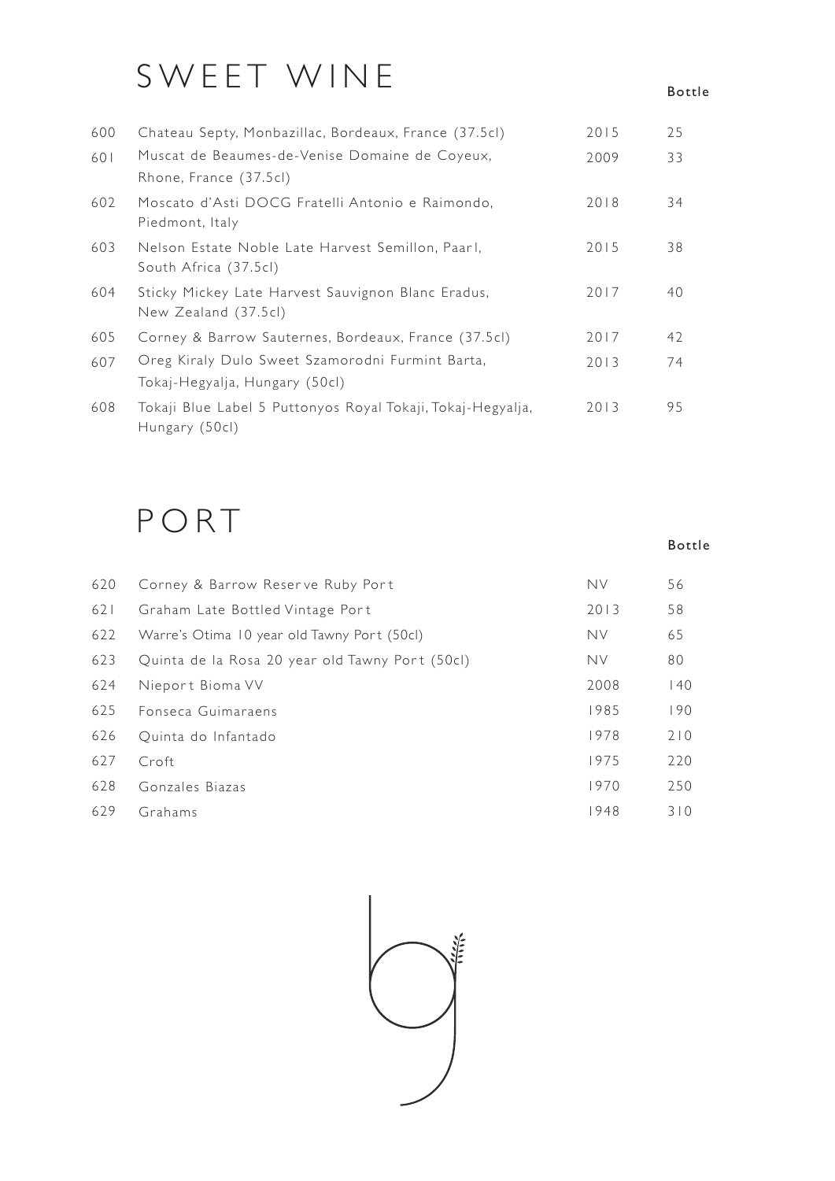# SWEET WINE

| | | | Bottle |
|---|---|---|---|
| 600 | Chateau Septy, Monbazillac, Bordeaux, France (37.5cl) | 2015 | 25 |
| 601 | Muscat de Beaumes-de-Venise Domaine de Coyeux, Rhone, France (37.5cl) | 2009 | 33 |
| 602 | Moscato d'Asti DOCG Fratelli Antonio e Raimondo, Piedmont, Italy | 2018 | 34 |
| 603 | Nelson Estate Noble Late Harvest Semillon, Paarl, South Africa (37.5cl) | 2015 | 38 |
| 604 | Sticky Mickey Late Harvest Sauvignon Blanc Eradus, New Zealand (37.5cl) | 2017 | 40 |
| 605 | Corney & Barrow Sauternes, Bordeaux, France (37.5cl) | 2017 | 42 |
| 607 | Oreg Kiraly Dulo Sweet Szamorodni Furmint Barta, Tokaj-Hegyalja, Hungary (50cl) | 2013 | 74 |
| 608 | Tokaji Blue Label 5 Puttonyos Royal Tokaji, Tokaj-Hegyalja, Hungary (50cl) | 2013 | 95 |

# PORT

| | | | Bottle |
|---|---|---|---|
| 620 | Corney & Barrow Reserve Ruby Port | NV | 56 |
| 621 | Graham Late Bottled Vintage Port | 2013 | 58 |
| 622 | Warre's Otima 10 year old Tawny Port (50cl) | NV | 65 |
| 623 | Quinta de la Rosa 20 year old Tawny Port (50cl) | NV | 80 |
| 624 | Nieport Bioma VV | 2008 | 140 |
| 625 | Fonseca Guimaraens | 1985 | 190 |
| 626 | Quinta do Infantado | 1978 | 210 |
| 627 | Croft | 1975 | 220 |
| 628 | Gonzales Biazas | 1970 | 250 |
| 629 | Grahams | 1948 | 310 |